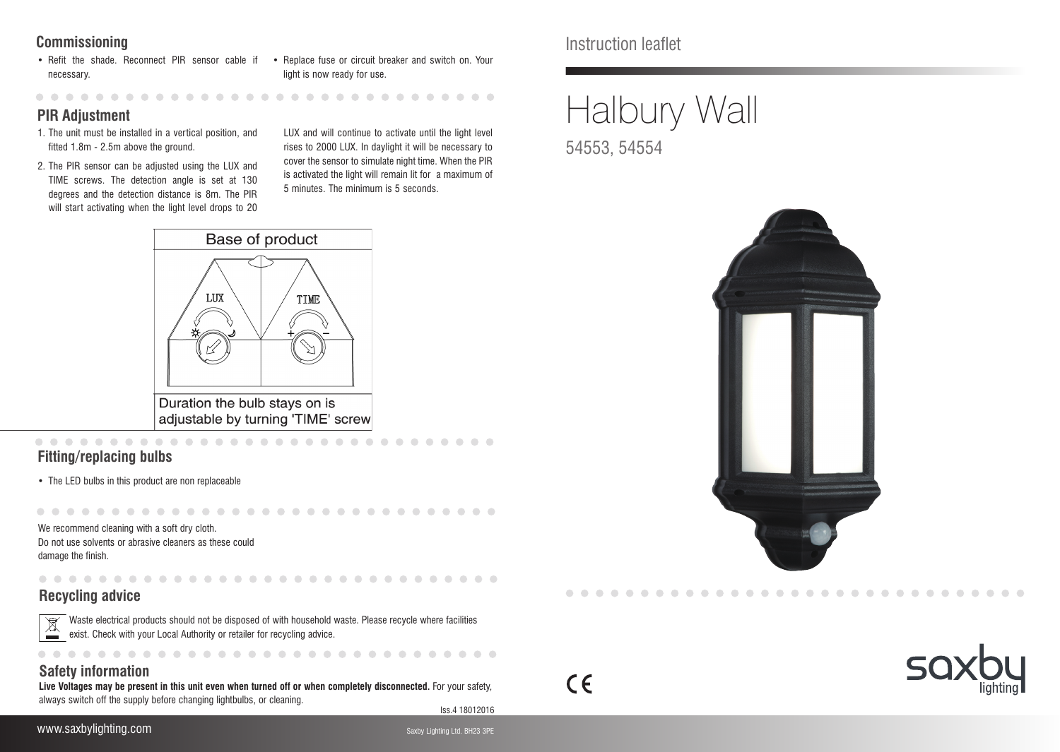# Instruction leaflet

# Halbury Wall

54553, 54554

## Commissioning

- Refit the shade. Reconnect PIR sensor cable if necessary.
- Replace fuse or circuit breaker and switch on. Your light is now ready for use.

## PIR Adjustment

1. The unit must be installed in a vertical position, and fitted 1.8m - 2.5m above the ground.
2. The PIR sensor can be adjusted using the LUX and TIME screws. The detection angle is set at 130 degrees and the detection distance is 8m. The PIR will start activating when the light level drops to 20 LUX and will continue to activate until the light level rises to 2000 LUX. In daylight it will be necessary to cover the sensor to simulate night time. When the PIR is activated the light will remain lit for a maximum of 5 minutes. The minimum is 5 seconds.

Base of product

LUX

TIME

Duration the bulb stays on is adjustable by turning 'TIME' screw

## Fitting/replacing bulbs

- The LED bulbs in this product are non replaceable

We recommend cleaning with a soft dry cloth.
Do not use solvents or abrasive cleaners as these could damage the finish.

## Recycling advice

Waste electrical products should not be disposed of with household waste. Please recycle where facilities exist. Check with your Local Authority or retailer for recycling advice.

## Safety information

**Live Voltages may be present in this unit even when turned off or when completely disconnected.** For your safety, always switch off the supply before changing lightbulbs, or cleaning.

Iss.4 18012016

www.saxbylighting.com

Saxby Lighting Ltd. BH23 3PE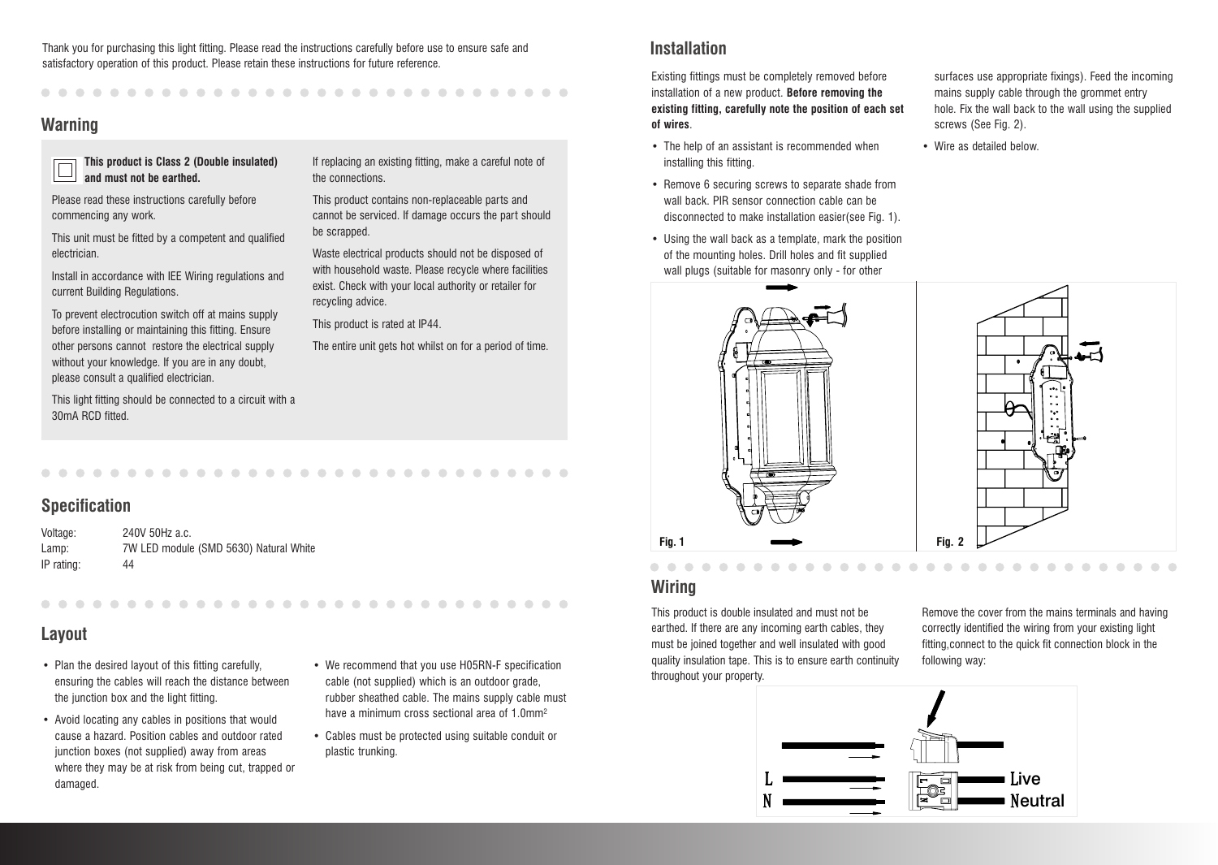Thank you for purchasing this light fitting. Please read the instructions carefully before use to ensure safe and satisfactory operation of this product. Please retain these instructions for future reference.

## Warning

**This product is Class 2 (Double insulated) and must not be earthed.**

Please read these instructions carefully before commencing any work.

This unit must be fitted by a competent and qualified electrician.

Install in accordance with IEE Wiring regulations and current Building Regulations.

To prevent electrocution switch off at mains supply before installing or maintaining this fitting. Ensure other persons cannot restore the electrical supply without your knowledge. If you are in any doubt, please consult a qualified electrician.

This light fitting should be connected to a circuit with a 30mA RCD fitted.

If replacing an existing fitting, make a careful note of the connections.

This product contains non-replaceable parts and cannot be serviced. If damage occurs the part should be scrapped.

Waste electrical products should not be disposed of with household waste. Please recycle where facilities exist. Check with your local authority or retailer for recycling advice.

This product is rated at IP44.

The entire unit gets hot whilst on for a period of time.

## Specification

| | |
|---|---|
| Voltage: | 240V 50Hz a.c. |
| Lamp: | 7W LED module (SMD 5630) Natural White |
| IP rating: | 44 |

## Layout

- Plan the desired layout of this fitting carefully, ensuring the cables will reach the distance between the junction box and the light fitting.
- Avoid locating any cables in positions that would cause a hazard. Position cables and outdoor rated junction boxes (not supplied) away from areas where they may be at risk from being cut, trapped or damaged.
- We recommend that you use H05RN-F specification cable (not supplied) which is an outdoor grade, rubber sheathed cable. The mains supply cable must have a minimum cross sectional area of 1.0mm$^2$
- Cables must be protected using suitable conduit or plastic trunking.

## Installation

Existing fittings must be completely removed before installation of a new product. **Before removing the existing fitting, carefully note the position of each set of wires**.

- The help of an assistant is recommended when installing this fitting.
- Remove 6 securing screws to separate shade from wall back. PIR sensor connection cable can be disconnected to make installation easier(see Fig. 1).
- Using the wall back as a template, mark the position of the mounting holes. Drill holes and fit supplied wall plugs (suitable for masonry only - for other surfaces use appropriate fixings). Feed the incoming mains supply cable through the grommet entry hole. Fix the wall back to the wall using the supplied screws (See Fig. 2).
- Wire as detailed below.

Fig. 1

Fig. 2

## Wiring

This product is double insulated and must not be earthed. If there are any incoming earth cables, they must be joined together and well insulated with good quality insulation tape. This is to ensure earth continuity throughout your property.

Remove the cover from the mains terminals and having correctly identified the wiring from your existing light fitting,connect to the quick fit connection block in the following way:

L

N

Live

Neutral